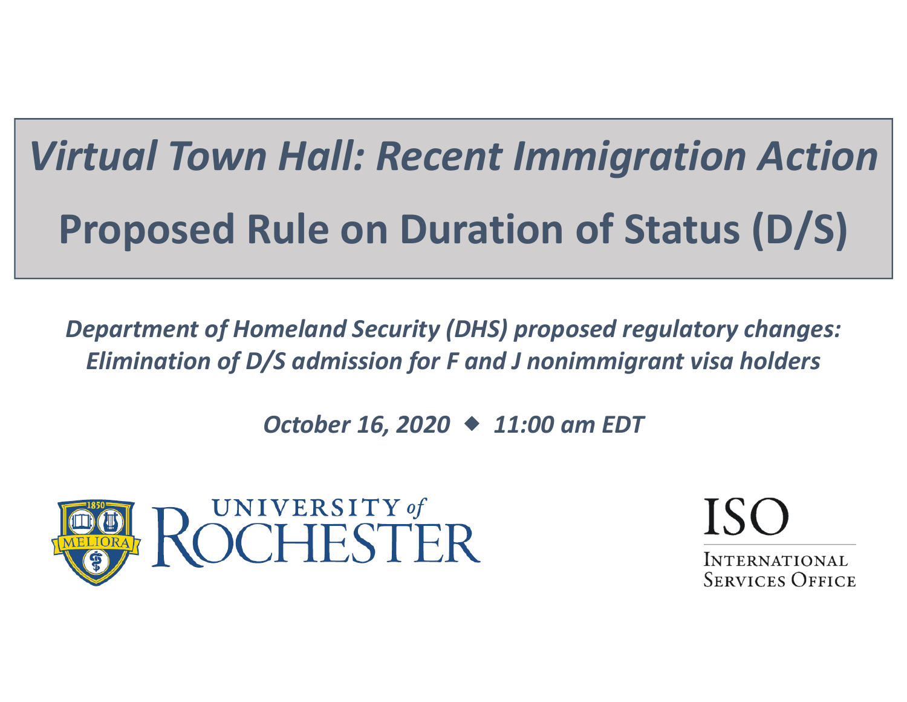# *Virtual Town Hall: Recent Immigration Action*

# Proposed Rule on Duration of Status (D/S)

***Department of Homeland Security (DHS) proposed regulatory changes: Elimination of D/S admission for F and J nonimmigrant visa holders***

***October 16, 2020 ◆ 11:00 am EDT***

UNIVERSITY *of* ROCHESTER

ISO

INTERNATIONAL SERVICES OFFICE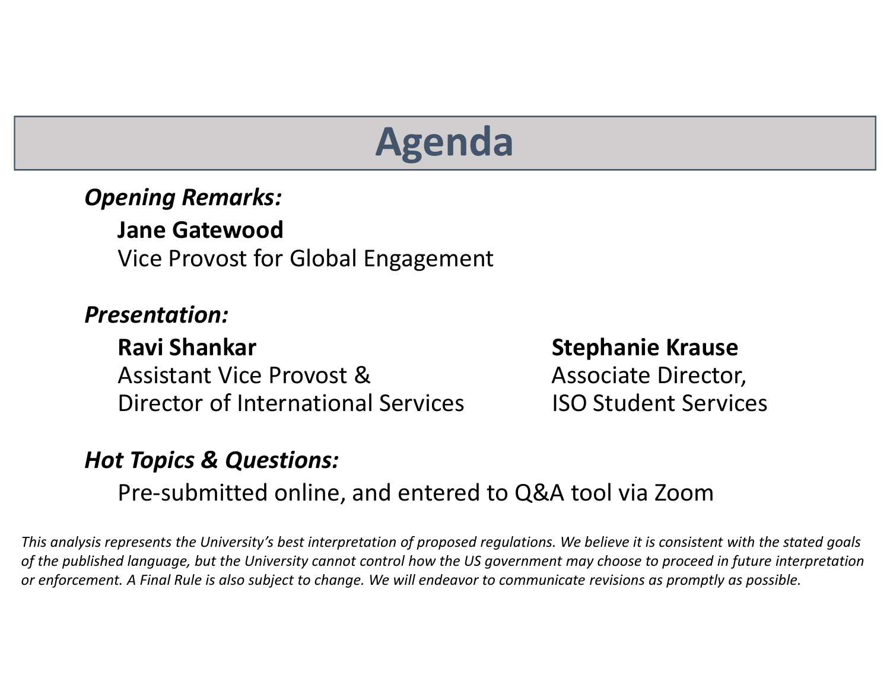# Agenda

*Opening Remarks:*

**Jane Gatewood**
Vice Provost for Global Engagement

*Presentation:*

**Ravi Shankar**
Assistant Vice Provost &
Director of International Services

**Stephanie Krause**
Associate Director,
ISO Student Services

*Hot Topics & Questions:*

Pre-submitted online, and entered to Q&A tool via Zoom

*This analysis represents the University's best interpretation of proposed regulations. We believe it is consistent with the stated goals of the published language, but the University cannot control how the US government may choose to proceed in future interpretation or enforcement. A Final Rule is also subject to change. We will endeavor to communicate revisions as promptly as possible.*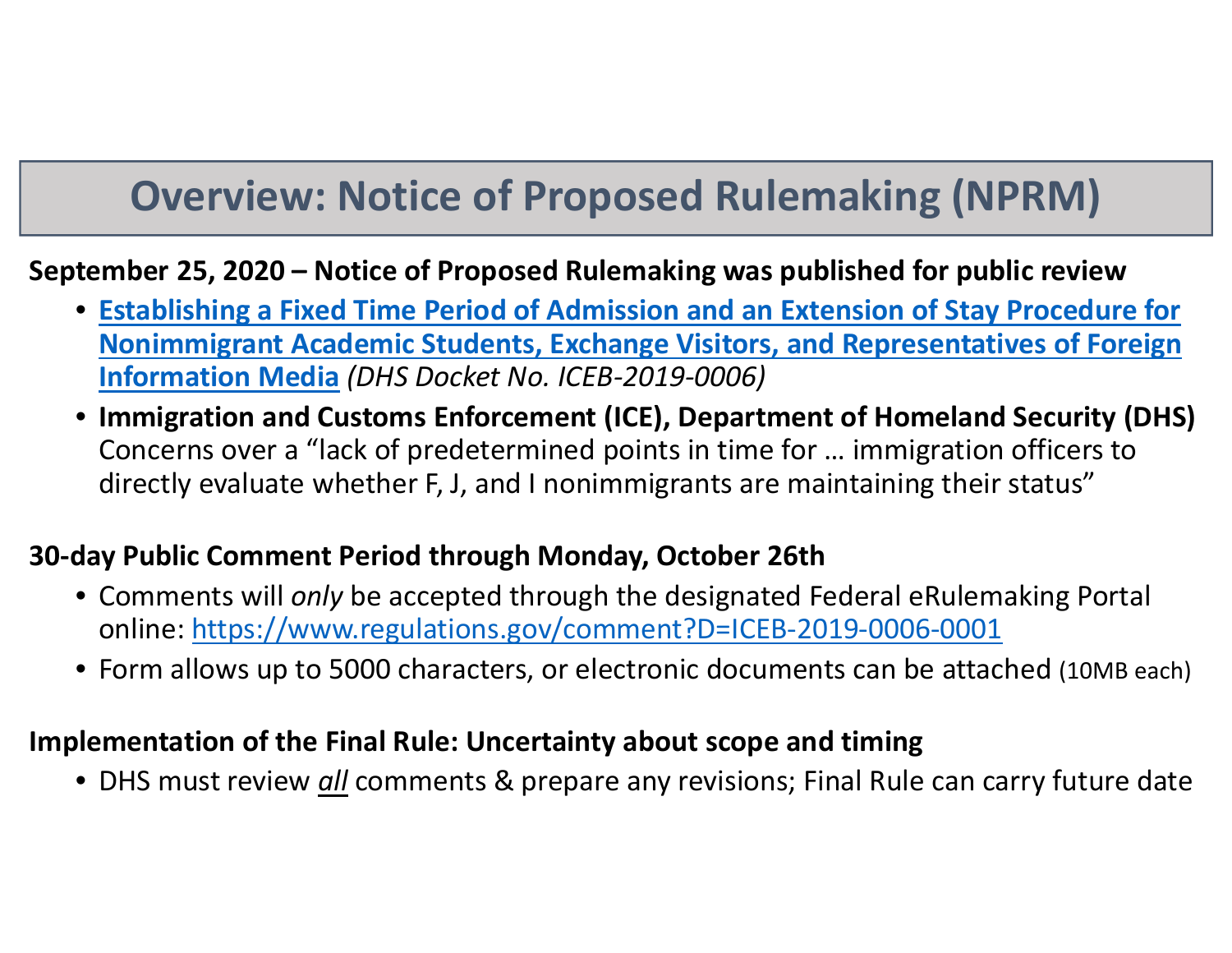# Overview: Notice of Proposed Rulemaking (NPRM)

**September 25, 2020 – Notice of Proposed Rulemaking was published for public review**

- **Establishing a Fixed Time Period of Admission and an Extension of Stay Procedure for Nonimmigrant Academic Students, Exchange Visitors, and Representatives of Foreign Information Media** *(DHS Docket No. ICEB-2019-0006)*
- **Immigration and Customs Enforcement (ICE), Department of Homeland Security (DHS)** Concerns over a "lack of predetermined points in time for … immigration officers to directly evaluate whether F, J, and I nonimmigrants are maintaining their status"

**30-day Public Comment Period through Monday, October 26th**

- Comments will *only* be accepted through the designated Federal eRulemaking Portal online: https://www.regulations.gov/comment?D=ICEB-2019-0006-0001
- Form allows up to 5000 characters, or electronic documents can be attached (10MB each)

**Implementation of the Final Rule: Uncertainty about scope and timing**

- DHS must review ***all*** comments & prepare any revisions; Final Rule can carry future date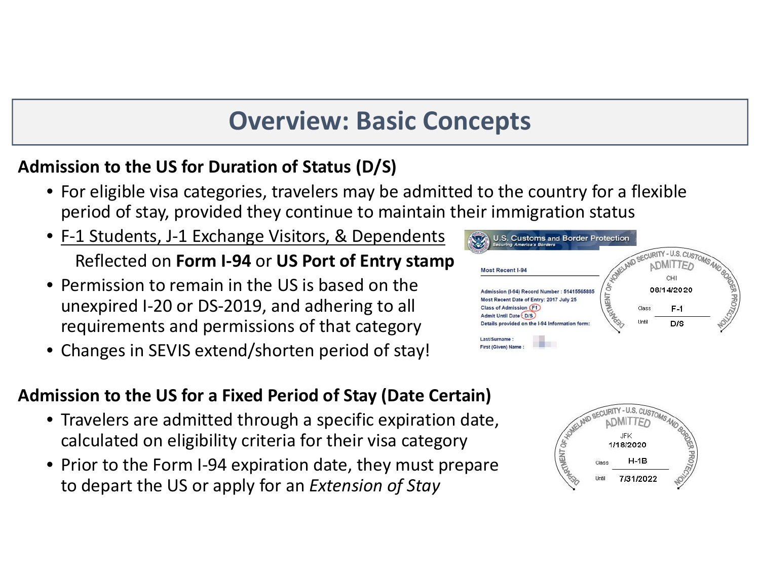# Overview: Basic Concepts

## Admission to the US for Duration of Status (D/S)

- For eligible visa categories, travelers may be admitted to the country for a flexible period of stay, provided they continue to maintain their immigration status
- F-1 Students, J-1 Exchange Visitors, & Dependents

  Reflected on **Form I-94** or **US Port of Entry stamp**
- Permission to remain in the US is based on the unexpired I-20 or DS-2019, and adhering to all requirements and permissions of that category
- Changes in SEVIS extend/shorten period of stay!

## Admission to the US for a Fixed Period of Stay (Date Certain)

- Travelers are admitted through a specific expiration date, calculated on eligibility criteria for their visa category
- Prior to the Form I-94 expiration date, they must prepare to depart the US or apply for an *Extension of Stay*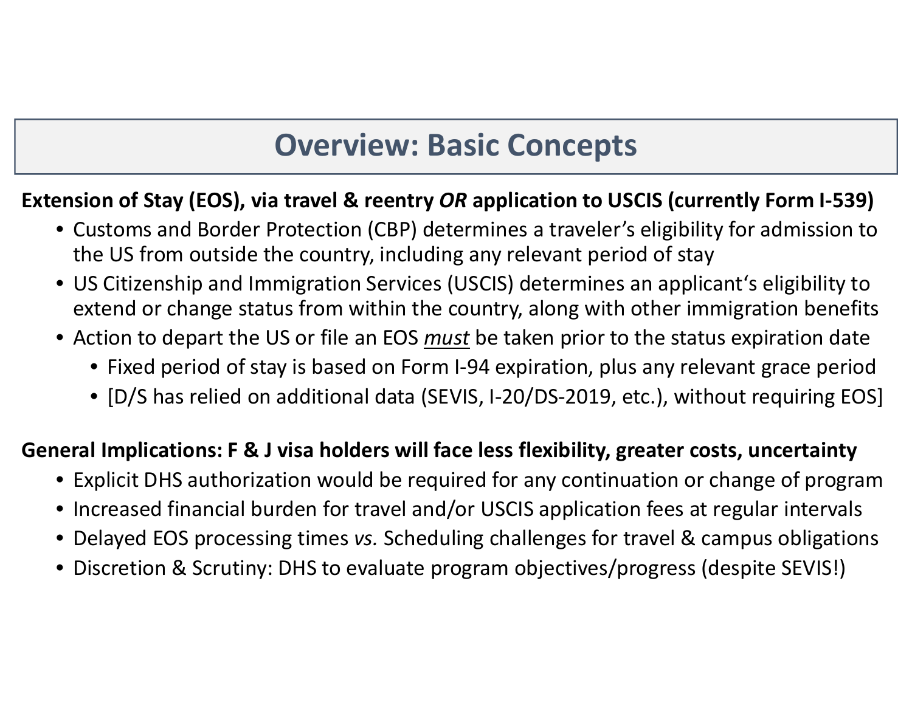# Overview: Basic Concepts

**Extension of Stay (EOS), via travel & reentry *OR* application to USCIS (currently Form I-539)**

- Customs and Border Protection (CBP) determines a traveler's eligibility for admission to the US from outside the country, including any relevant period of stay
- US Citizenship and Immigration Services (USCIS) determines an applicant's eligibility to extend or change status from within the country, along with other immigration benefits
- Action to depart the US or file an EOS ***must*** be taken prior to the status expiration date
  - Fixed period of stay is based on Form I-94 expiration, plus any relevant grace period
  - [D/S has relied on additional data (SEVIS, I-20/DS-2019, etc.), without requiring EOS]

**General Implications: F & J visa holders will face less flexibility, greater costs, uncertainty**

- Explicit DHS authorization would be required for any continuation or change of program
- Increased financial burden for travel and/or USCIS application fees at regular intervals
- Delayed EOS processing times *vs.* Scheduling challenges for travel & campus obligations
- Discretion & Scrutiny: DHS to evaluate program objectives/progress (despite SEVIS!)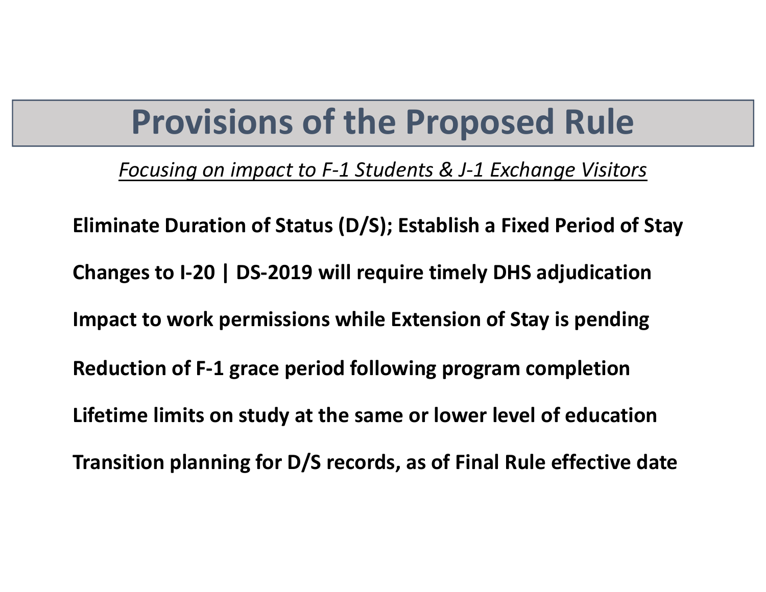# Provisions of the Proposed Rule

*Focusing on impact to F-1 Students & J-1 Exchange Visitors*

**Eliminate Duration of Status (D/S); Establish a Fixed Period of Stay**

**Changes to I-20 | DS-2019 will require timely DHS adjudication**

**Impact to work permissions while Extension of Stay is pending**

**Reduction of F-1 grace period following program completion**

**Lifetime limits on study at the same or lower level of education**

**Transition planning for D/S records, as of Final Rule effective date**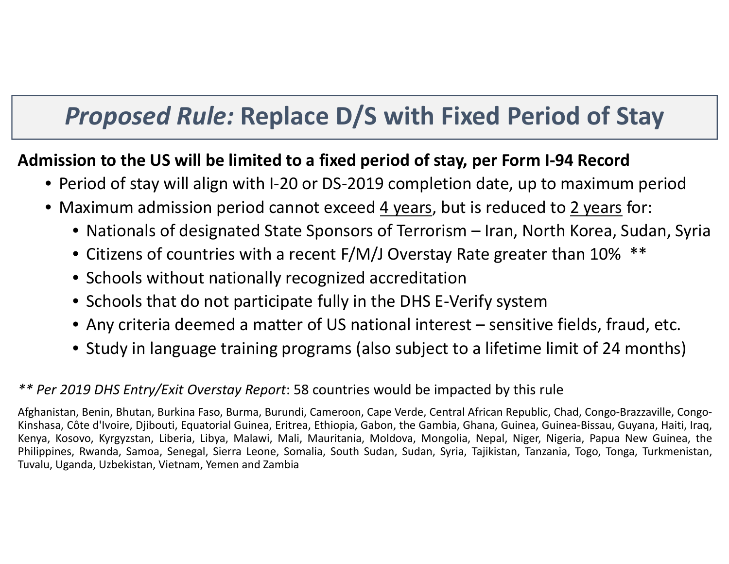# *Proposed Rule:* Replace D/S with Fixed Period of Stay

**Admission to the US will be limited to a fixed period of stay, per Form I-94 Record**

- Period of stay will align with I-20 or DS-2019 completion date, up to maximum period
- Maximum admission period cannot exceed <u>4 years</u>, but is reduced to <u>2 years</u> for:
  - Nationals of designated State Sponsors of Terrorism – Iran, North Korea, Sudan, Syria
  - Citizens of countries with a recent F/M/J Overstay Rate greater than 10% **
  - Schools without nationally recognized accreditation
  - Schools that do not participate fully in the DHS E-Verify system
  - Any criteria deemed a matter of US national interest – sensitive fields, fraud, etc.
  - Study in language training programs (also subject to a lifetime limit of 24 months)

*** Per 2019 DHS Entry/Exit Overstay Report*: 58 countries would be impacted by this rule

Afghanistan, Benin, Bhutan, Burkina Faso, Burma, Burundi, Cameroon, Cape Verde, Central African Republic, Chad, Congo-Brazzaville, Congo-Kinshasa, Côte d'Ivoire, Djibouti, Equatorial Guinea, Eritrea, Ethiopia, Gabon, the Gambia, Ghana, Guinea, Guinea-Bissau, Guyana, Haiti, Iraq, Kenya, Kosovo, Kyrgyzstan, Liberia, Libya, Malawi, Mali, Mauritania, Moldova, Mongolia, Nepal, Niger, Nigeria, Papua New Guinea, the Philippines, Rwanda, Samoa, Senegal, Sierra Leone, Somalia, South Sudan, Sudan, Syria, Tajikistan, Tanzania, Togo, Tonga, Turkmenistan, Tuvalu, Uganda, Uzbekistan, Vietnam, Yemen and Zambia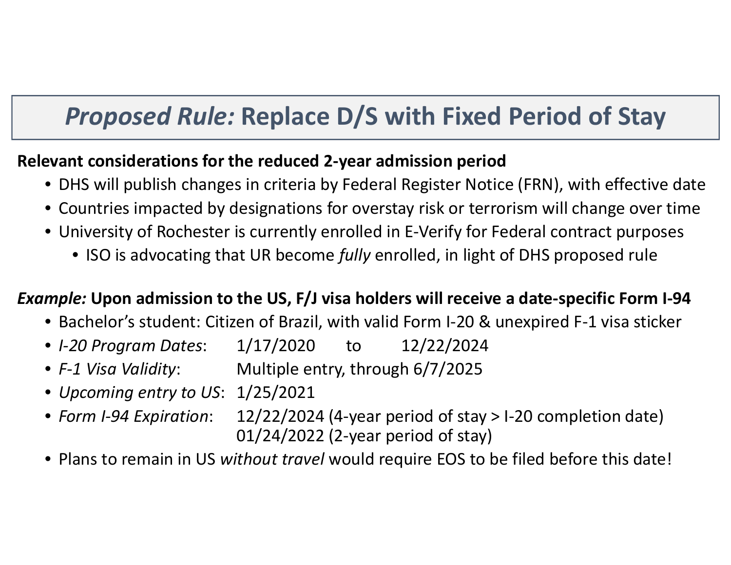# *Proposed Rule:* Replace D/S with Fixed Period of Stay

**Relevant considerations for the reduced 2-year admission period**

- DHS will publish changes in criteria by Federal Register Notice (FRN), with effective date
- Countries impacted by designations for overstay risk or terrorism will change over time
- University of Rochester is currently enrolled in E-Verify for Federal contract purposes
  - ISO is advocating that UR become *fully* enrolled, in light of DHS proposed rule

***Example:*** **Upon admission to the US, F/J visa holders will receive a date-specific Form I-94**

- Bachelor's student: Citizen of Brazil, with valid Form I-20 & unexpired F-1 visa sticker
- *I-20 Program Dates*: 1/17/2020 to 12/22/2024
- *F-1 Visa Validity*: Multiple entry, through 6/7/2025
- *Upcoming entry to US*: 1/25/2021
- *Form I-94 Expiration*: 12/22/2024 (4-year period of stay > I-20 completion date)
  01/24/2022 (2-year period of stay)
- Plans to remain in US *without travel* would require EOS to be filed before this date!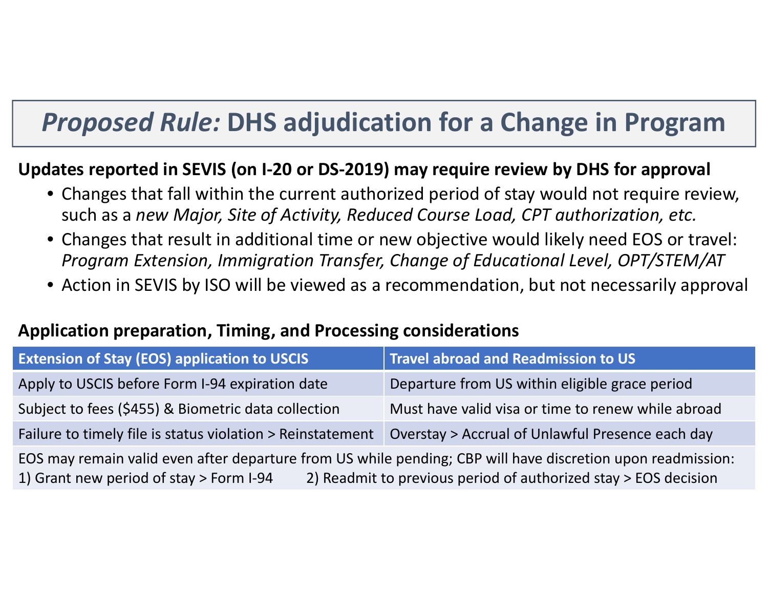# *Proposed Rule:* DHS adjudication for a Change in Program

**Updates reported in SEVIS (on I-20 or DS-2019) may require review by DHS for approval**

- Changes that fall within the current authorized period of stay would not require review, such as a *new Major, Site of Activity, Reduced Course Load, CPT authorization, etc.*
- Changes that result in additional time or new objective would likely need EOS or travel: *Program Extension, Immigration Transfer, Change of Educational Level, OPT/STEM/AT*
- Action in SEVIS by ISO will be viewed as a recommendation, but not necessarily approval

**Application preparation, Timing, and Processing considerations**

| Extension of Stay (EOS) application to USCIS | Travel abroad and Readmission to US |
|---|---|
| Apply to USCIS before Form I-94 expiration date | Departure from US within eligible grace period |
| Subject to fees ($455) & Biometric data collection | Must have valid visa or time to renew while abroad |
| Failure to timely file is status violation > Reinstatement | Overstay > Accrual of Unlawful Presence each day |
| EOS may remain valid even after departure from US while pending; CBP will have discretion upon readmission: 1) Grant new period of stay > Form I-94 2) Readmit to previous period of authorized stay > EOS decision | |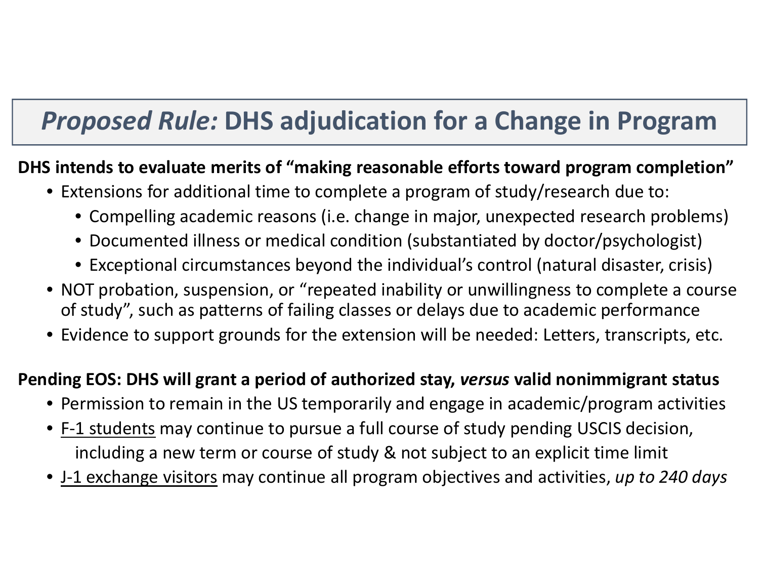# *Proposed Rule:* DHS adjudication for a Change in Program

**DHS intends to evaluate merits of "making reasonable efforts toward program completion"**

- Extensions for additional time to complete a program of study/research due to:
  - Compelling academic reasons (i.e. change in major, unexpected research problems)
  - Documented illness or medical condition (substantiated by doctor/psychologist)
  - Exceptional circumstances beyond the individual's control (natural disaster, crisis)
- NOT probation, suspension, or "repeated inability or unwillingness to complete a course of study", such as patterns of failing classes or delays due to academic performance
- Evidence to support grounds for the extension will be needed: Letters, transcripts, etc.

**Pending EOS: DHS will grant a period of authorized stay, *versus* valid nonimmigrant status**

- Permission to remain in the US temporarily and engage in academic/program activities
- <u>F-1 students</u> may continue to pursue a full course of study pending USCIS decision, including a new term or course of study & not subject to an explicit time limit
- <u>J-1 exchange visitors</u> may continue all program objectives and activities, *up to 240 days*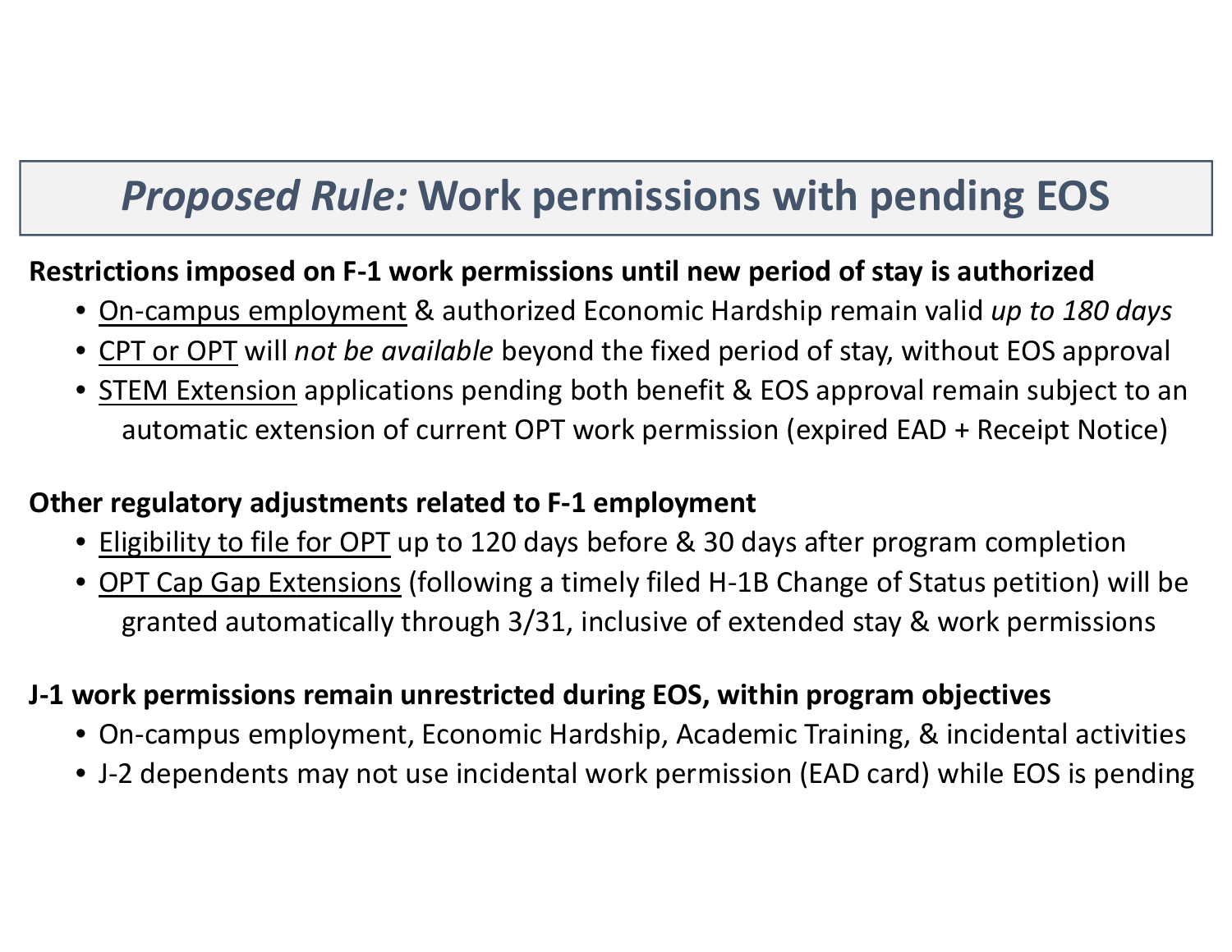# *Proposed Rule:* Work permissions with pending EOS

**Restrictions imposed on F-1 work permissions until new period of stay is authorized**

- On-campus employment & authorized Economic Hardship remain valid *up to 180 days*
- CPT or OPT will *not be available* beyond the fixed period of stay, without EOS approval
- STEM Extension applications pending both benefit & EOS approval remain subject to an automatic extension of current OPT work permission (expired EAD + Receipt Notice)

**Other regulatory adjustments related to F-1 employment**

- Eligibility to file for OPT up to 120 days before & 30 days after program completion
- OPT Cap Gap Extensions (following a timely filed H-1B Change of Status petition) will be granted automatically through 3/31, inclusive of extended stay & work permissions

**J-1 work permissions remain unrestricted during EOS, within program objectives**

- On-campus employment, Economic Hardship, Academic Training, & incidental activities
- J-2 dependents may not use incidental work permission (EAD card) while EOS is pending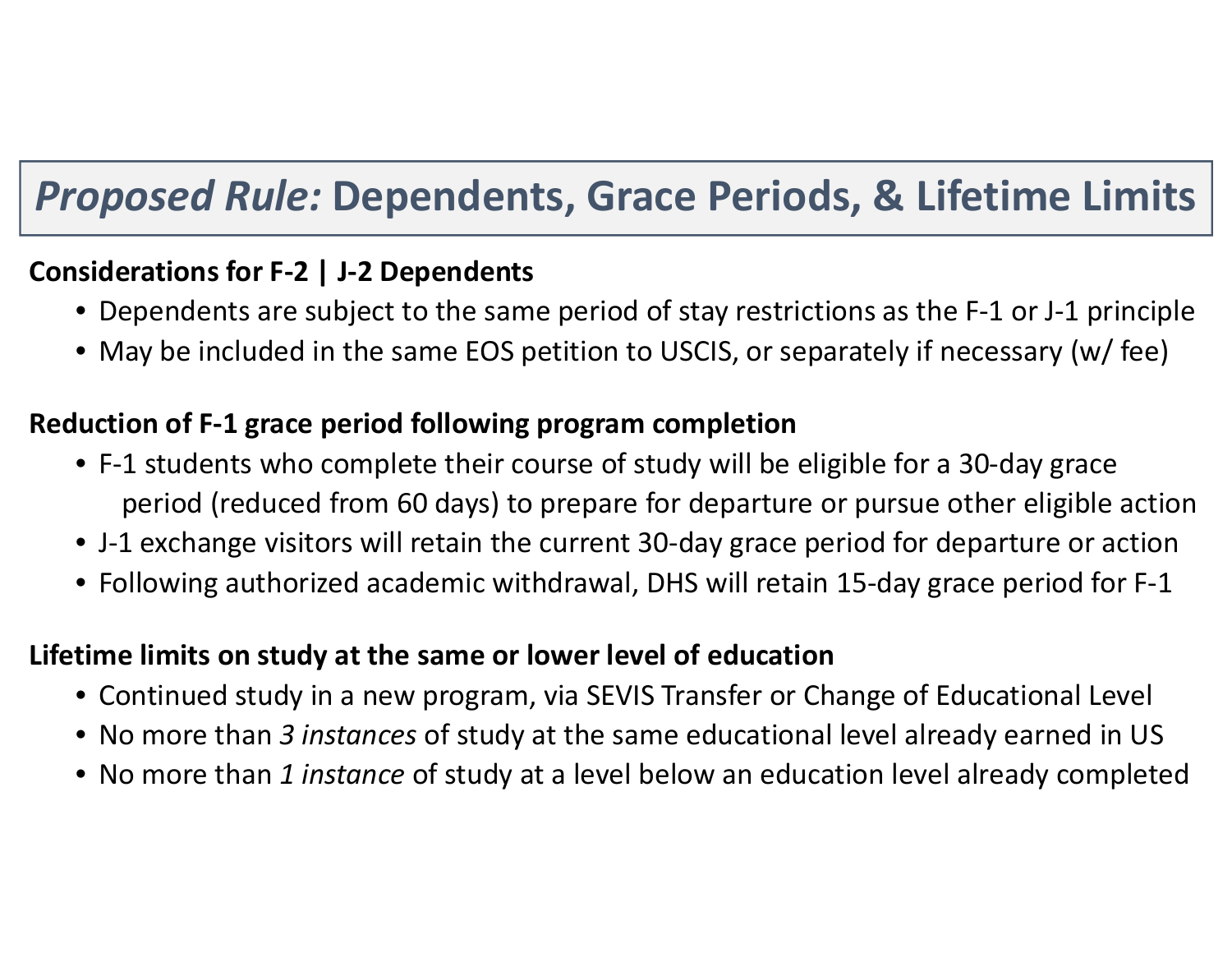# *Proposed Rule:* Dependents, Grace Periods, & Lifetime Limits

**Considerations for F-2 | J-2 Dependents**

- Dependents are subject to the same period of stay restrictions as the F-1 or J-1 principle
- May be included in the same EOS petition to USCIS, or separately if necessary (w/ fee)

**Reduction of F-1 grace period following program completion**

- F-1 students who complete their course of study will be eligible for a 30-day grace period (reduced from 60 days) to prepare for departure or pursue other eligible action
- J-1 exchange visitors will retain the current 30-day grace period for departure or action
- Following authorized academic withdrawal, DHS will retain 15-day grace period for F-1

**Lifetime limits on study at the same or lower level of education**

- Continued study in a new program, via SEVIS Transfer or Change of Educational Level
- No more than *3 instances* of study at the same educational level already earned in US
- No more than *1 instance* of study at a level below an education level already completed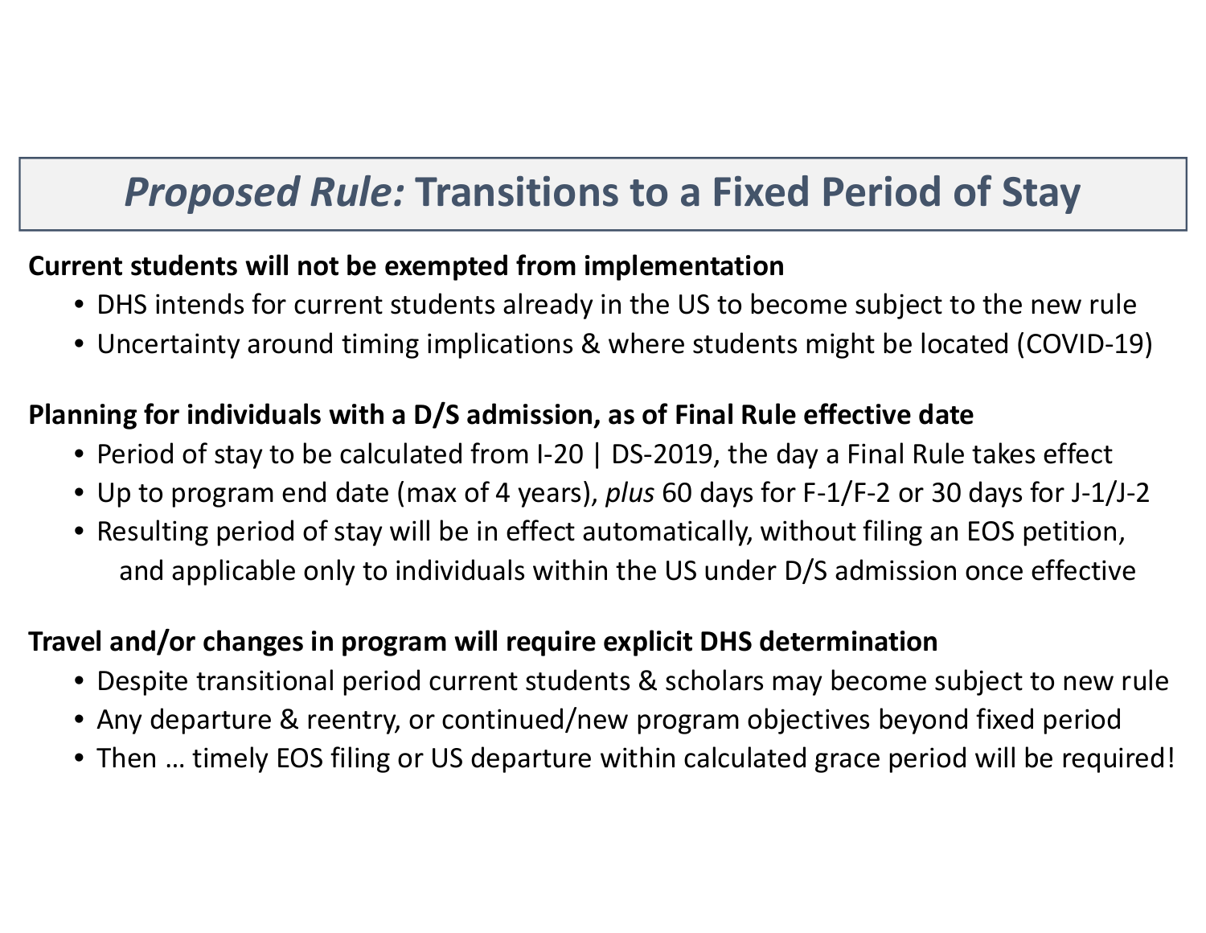# *Proposed Rule:* Transitions to a Fixed Period of Stay

**Current students will not be exempted from implementation**

- DHS intends for current students already in the US to become subject to the new rule
- Uncertainty around timing implications & where students might be located (COVID-19)

**Planning for individuals with a D/S admission, as of Final Rule effective date**

- Period of stay to be calculated from I-20 | DS-2019, the day a Final Rule takes effect
- Up to program end date (max of 4 years), *plus* 60 days for F-1/F-2 or 30 days for J-1/J-2
- Resulting period of stay will be in effect automatically, without filing an EOS petition, and applicable only to individuals within the US under D/S admission once effective

**Travel and/or changes in program will require explicit DHS determination**

- Despite transitional period current students & scholars may become subject to new rule
- Any departure & reentry, or continued/new program objectives beyond fixed period
- Then … timely EOS filing or US departure within calculated grace period will be required!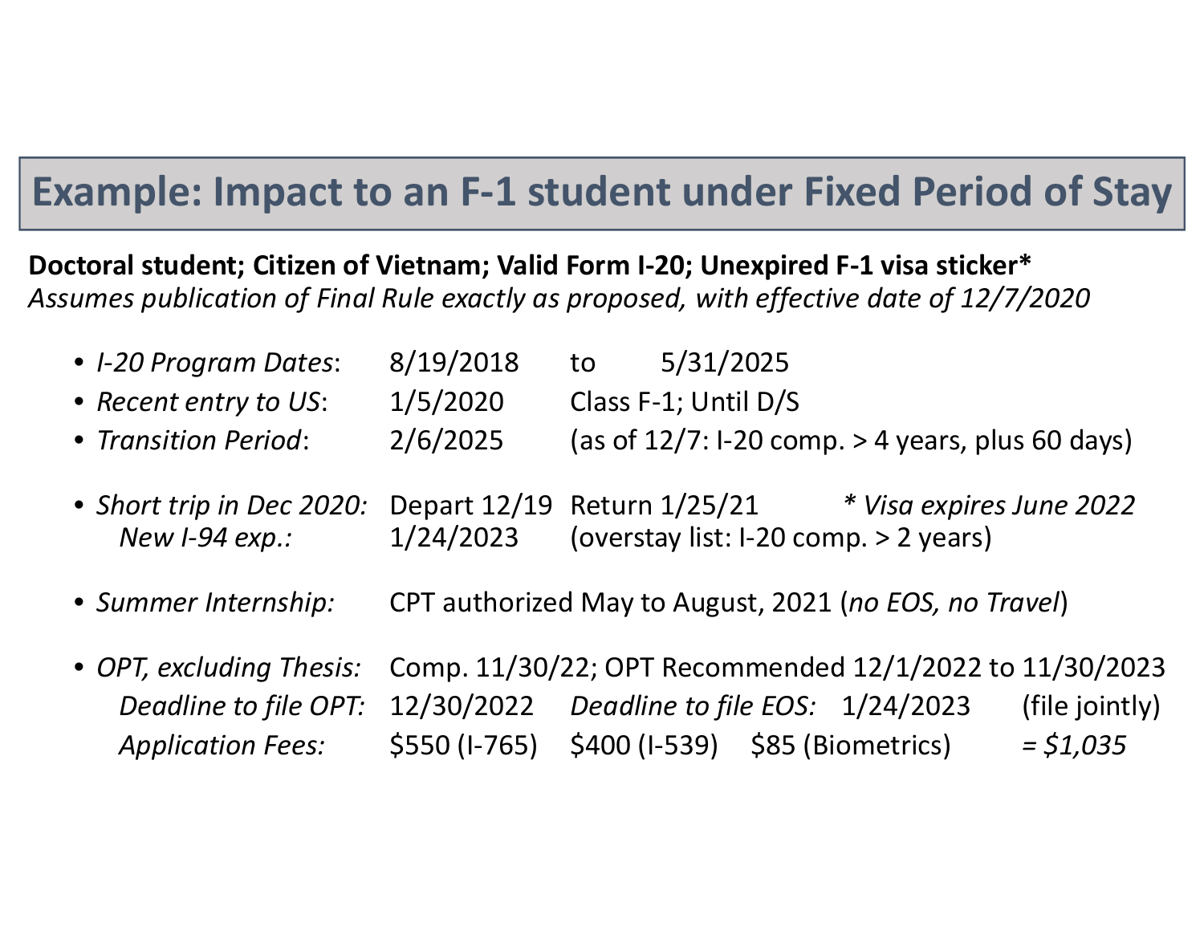# Example: Impact to an F-1 student under Fixed Period of Stay

**Doctoral student; Citizen of Vietnam; Valid Form I-20; Unexpired F-1 visa sticker***

*Assumes publication of Final Rule exactly as proposed, with effective date of 12/7/2020*

- *I-20 Program Dates*: 8/19/2018 to 5/31/2025
- *Recent entry to US*: 1/5/2020 Class F-1; Until D/S
- *Transition Period*: 2/6/2025 (as of 12/7: I-20 comp. > 4 years, plus 60 days)

- *Short trip in Dec 2020:* Depart 12/19 Return 1/25/21 *\* Visa expires June 2022*
  - *New I-94 exp.:* 1/24/2023 (overstay list: I-20 comp. > 2 years)

- *Summer Internship:* CPT authorized May to August, 2021 (*no EOS, no Travel*)

- *OPT, excluding Thesis:* Comp. 11/30/22; OPT Recommended 12/1/2022 to 11/30/2023
  - *Deadline to file OPT:* 12/30/2022 *Deadline to file EOS:* 1/24/2023 (file jointly)
  - *Application Fees:* $550 (I-765) $400 (I-539) $85 (Biometrics) *= $1,035*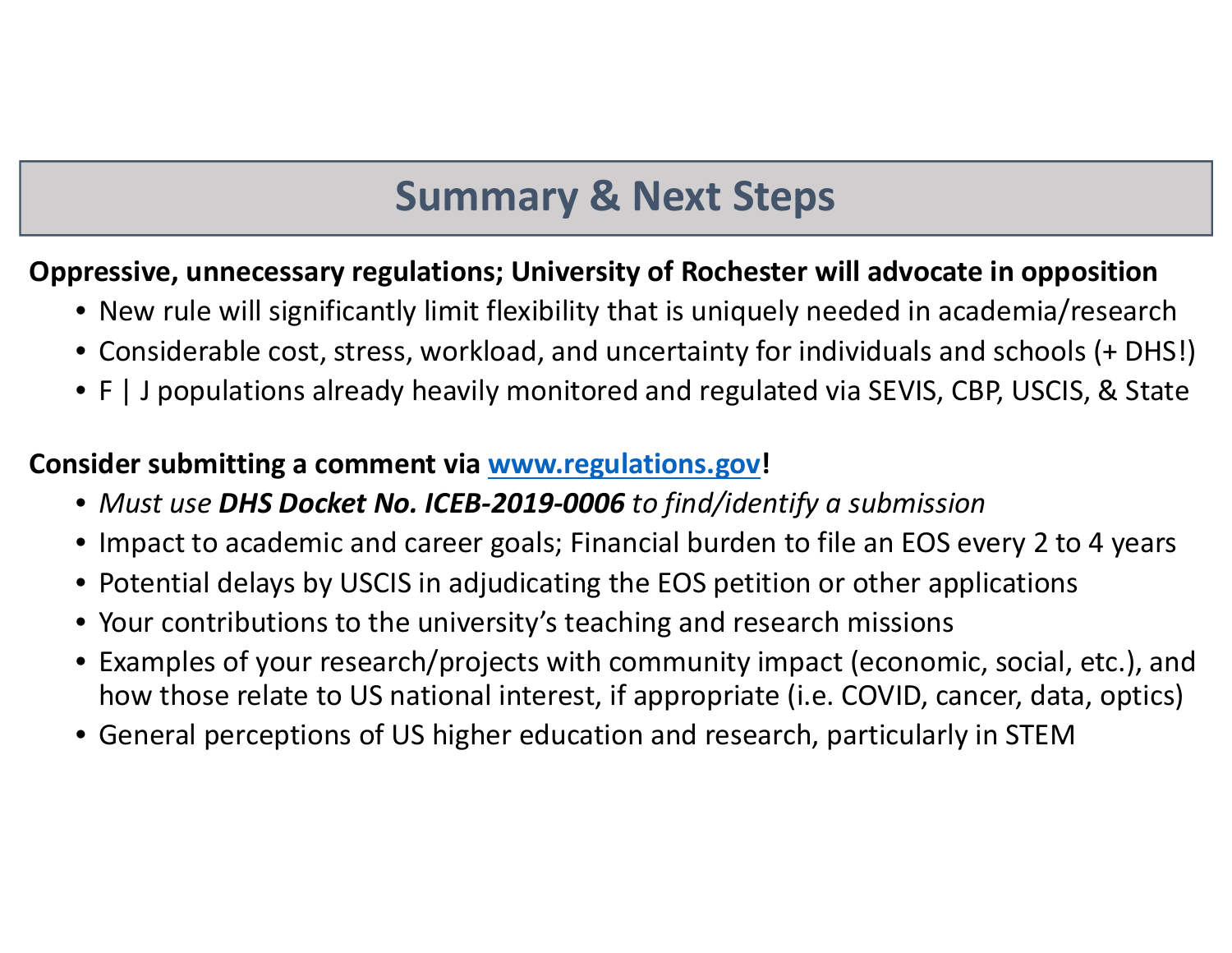# Summary & Next Steps

**Oppressive, unnecessary regulations; University of Rochester will advocate in opposition**

- New rule will significantly limit flexibility that is uniquely needed in academia/research
- Considerable cost, stress, workload, and uncertainty for individuals and schools (+ DHS!)
- F | J populations already heavily monitored and regulated via SEVIS, CBP, USCIS, & State

**Consider submitting a comment via [www.regulations.gov](http://www.regulations.gov)!**

- *Must use **DHS Docket No. ICEB-2019-0006** to find/identify a submission*
- Impact to academic and career goals; Financial burden to file an EOS every 2 to 4 years
- Potential delays by USCIS in adjudicating the EOS petition or other applications
- Your contributions to the university's teaching and research missions
- Examples of your research/projects with community impact (economic, social, etc.), and how those relate to US national interest, if appropriate (i.e. COVID, cancer, data, optics)
- General perceptions of US higher education and research, particularly in STEM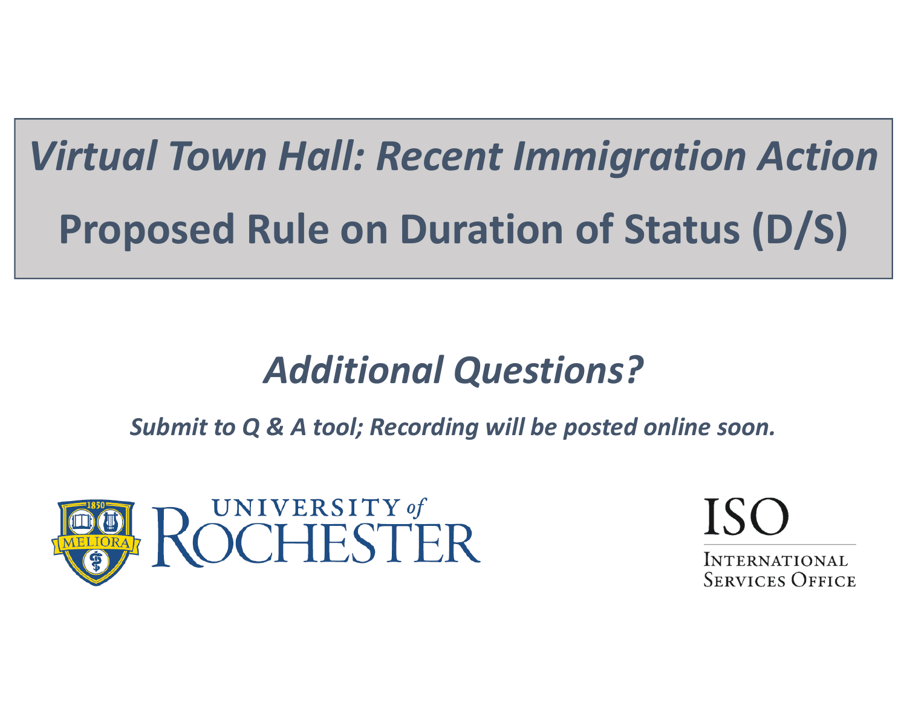# *Virtual Town Hall: Recent Immigration Action*

# Proposed Rule on Duration of Status (D/S)

## *Additional Questions?*

***Submit to Q & A tool; Recording will be posted online soon.***

UNIVERSITY *of* ROCHESTER

ISO

INTERNATIONAL SERVICES OFFICE